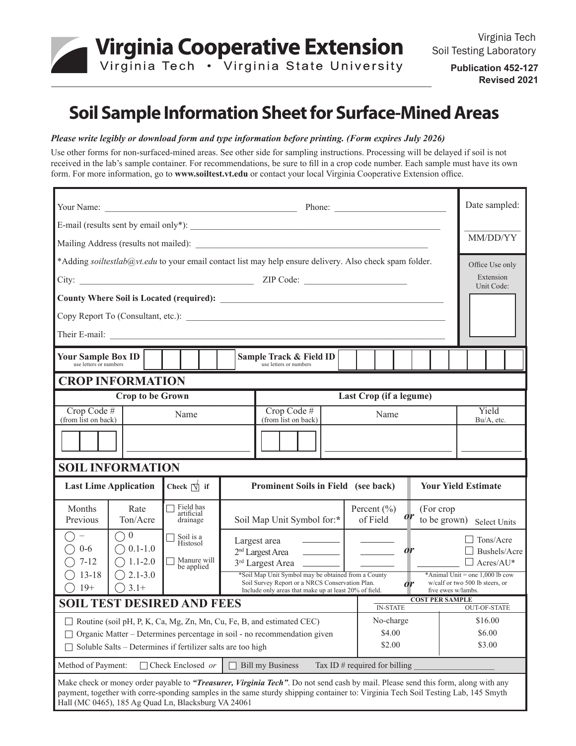Virginia Cooperative Extension

Virginia Tech • Virginia State University

Virginia Tech Soil Testing Laboratory

**Publication 452-127**
**Revised 2021**

# Soil Sample Information Sheet for Surface-Mined Areas

***Please write legibly or download form and type information before printing. (Form expires July 2026)***

Use other forms for non-surfaced-mined areas. See other side for sampling instructions. Processing will be delayed if soil is not received in the lab's sample container. For recommendations, be sure to fill in a crop code number. Each sample must have its own form. For more information, go to **www.soiltest.vt.edu** or contact your local Virginia Cooperative Extension office.

Your Name: ______________________ Phone: ______________________

Date sampled: __________ MM/DD/YY

E-mail (results sent by email only*): ______________________

Mailing Address (results not mailed): ______________________

*Adding *soiltestlab@vt.edu* to your email contact list may help ensure delivery. Also check spam folder.

Office Use only — Extension Unit Code: ______

City: ______________________ ZIP Code: ______________________

**County Where Soil is Located (required):** ______________________

Copy Report To (Consultant, etc.): ______________________

Their E-mail: ______________________

**Your Sample Box ID** (use letters or numbers) ______ **Sample Track & Field ID** (use letters or numbers) ______

## CROP INFORMATION

| Crop to be Grown | | Last Crop (if a legume) | | |
|---|---|---|---|---|
| Crop Code # (from list on back) | Name | Crop Code # (from list on back) | Name | Yield Bu/A, etc. |
| | | | | |

## SOIL INFORMATION

| Last Lime Application | | Check ☑ if | Prominent Soils in Field (see back) | | Your Yield Estimate |
|---|---|---|---|---|---|
| Months Previous | Rate Ton/Acre | ☐ Field has artificial drainage | Soil Map Unit Symbol for:* | Percent (%) of Field | (For crop to be grown) Select Units |
| ◯ – | ◯ 0 | ☐ Soil is a Histosol | Largest area ______ | ______ *or* | ☐ Tons/Acre |
| ◯ 0-6 | ◯ 0.1-1.0 | ☐ Manure will be applied | 2nd Largest Area ______ | ______ *or* | ☐ Bushels/Acre |
| ◯ 7-12 | ◯ 1.1-2.0 | | 3rd Largest Area ______ | ______ *or* | ☐ Acres/AU* |
| ◯ 13-18 | ◯ 2.1-3.0 | | | | |
| ◯ 19+ | ◯ 3.1+ | | | | |

*Soil Map Unit Symbol may be obtained from a County Soil Survey Report or a NRCS Conservation Plan. Include only areas that make up at least 20% of field.

*Animal Unit = one 1,000 lb cow w/calf or two 500 lb steers, or five ewes w/lambs.

## SOIL TEST DESIRED AND FEES

| | Cost per Sample: In-State | Cost per Sample: Out-of-State |
|---|---|---|
| ☐ Routine (soil pH, P, K, Ca, Mg, Zn, Mn, Cu, Fe, B, and estimated CEC) | No-charge | $16.00 |
| ☐ Organic Matter – Determines percentage in soil - no recommendation given | $4.00 | $6.00 |
| ☐ Soluble Salts – Determines if fertilizer salts are too high | $2.00 | $3.00 |

Method of Payment: ☐ Check Enclosed *or* ☐ Bill my Business Tax ID # required for billing ______________

Make check or money order payable to ***"Treasurer, Virginia Tech"***. Do not send cash by mail. Please send this form, along with any payment, together with corre-sponding samples in the same sturdy shipping container to: Virginia Tech Soil Testing Lab, 145 Smyth Hall (MC 0465), 185 Ag Quad Ln, Blacksburg VA 24061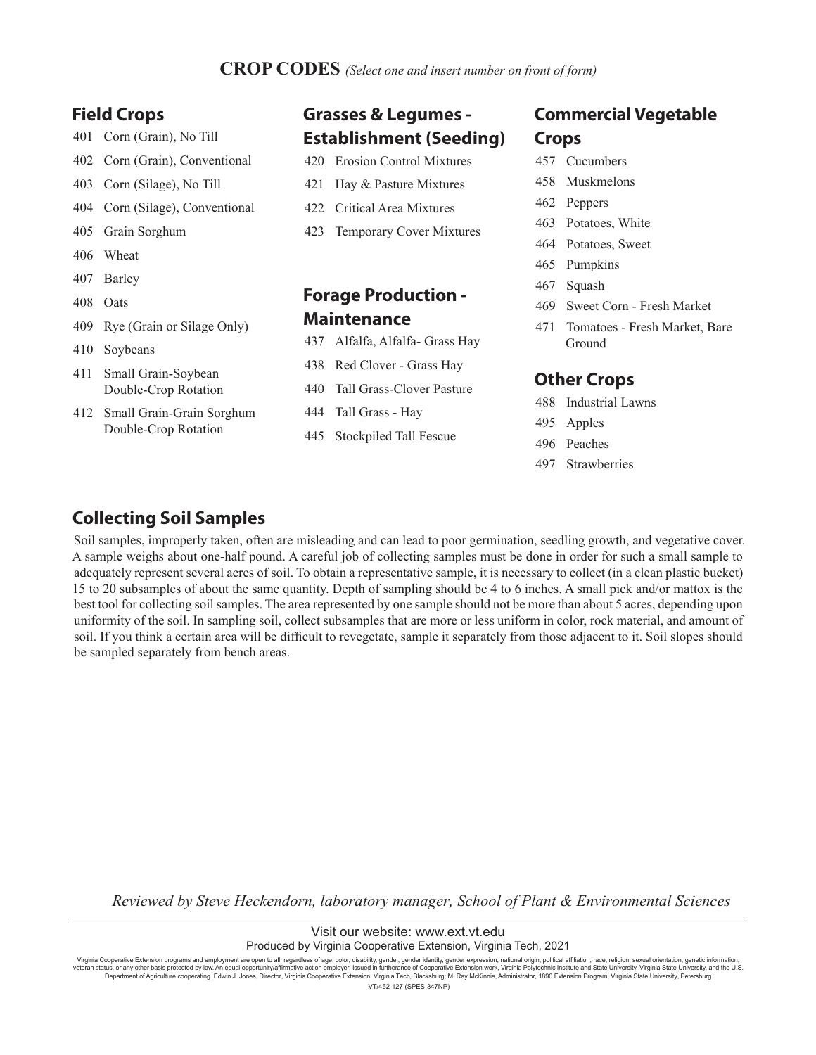**CROP CODES** *(Select one and insert number on front of form)*

## Field Crops

401 Corn (Grain), No Till

402 Corn (Grain), Conventional

403 Corn (Silage), No Till

404 Corn (Silage), Conventional

405 Grain Sorghum

406 Wheat

407 Barley

408 Oats

409 Rye (Grain or Silage Only)

410 Soybeans

411 Small Grain-Soybean Double-Crop Rotation

412 Small Grain-Grain Sorghum Double-Crop Rotation

## Grasses & Legumes - Establishment (Seeding)

420 Erosion Control Mixtures

421 Hay & Pasture Mixtures

422 Critical Area Mixtures

423 Temporary Cover Mixtures

## Forage Production - Maintenance

437 Alfalfa, Alfalfa- Grass Hay

438 Red Clover - Grass Hay

440 Tall Grass-Clover Pasture

444 Tall Grass - Hay

445 Stockpiled Tall Fescue

## Commercial Vegetable Crops

457 Cucumbers

458 Muskmelons

462 Peppers

463 Potatoes, White

464 Potatoes, Sweet

465 Pumpkins

467 Squash

469 Sweet Corn - Fresh Market

471 Tomatoes - Fresh Market, Bare Ground

## Other Crops

488 Industrial Lawns

495 Apples

496 Peaches

497 Strawberries

## Collecting Soil Samples

Soil samples, improperly taken, often are misleading and can lead to poor germination, seedling growth, and vegetative cover. A sample weighs about one-half pound. A careful job of collecting samples must be done in order for such a small sample to adequately represent several acres of soil. To obtain a representative sample, it is necessary to collect (in a clean plastic bucket) 15 to 20 subsamples of about the same quantity. Depth of sampling should be 4 to 6 inches. A small pick and/or mattox is the best tool for collecting soil samples. The area represented by one sample should not be more than about 5 acres, depending upon uniformity of the soil. In sampling soil, collect subsamples that are more or less uniform in color, rock material, and amount of soil. If you think a certain area will be difficult to revegetate, sample it separately from those adjacent to it. Soil slopes should be sampled separately from bench areas.

*Reviewed by Steve Heckendorn, laboratory manager, School of Plant & Environmental Sciences*

Visit our website: www.ext.vt.edu

Produced by Virginia Cooperative Extension, Virginia Tech, 2021

Virginia Cooperative Extension programs and employment are open to all, regardless of age, color, disability, gender, gender identity, gender expression, national origin, political affiliation, race, religion, sexual orientation, genetic information, veteran status, or any other basis protected by law. An equal opportunity/affirmative action employer. Issued in furtherance of Cooperative Extension work, Virginia Polytechnic Institute and State University, Virginia State University, and the U.S. Department of Agriculture cooperating. Edwin J. Jones, Director, Virginia Cooperative Extension, Virginia Tech, Blacksburg; M. Ray McKinnie, Administrator, 1890 Extension Program, Virginia State University, Petersburg.

VT/452-127 (SPES-347NP)